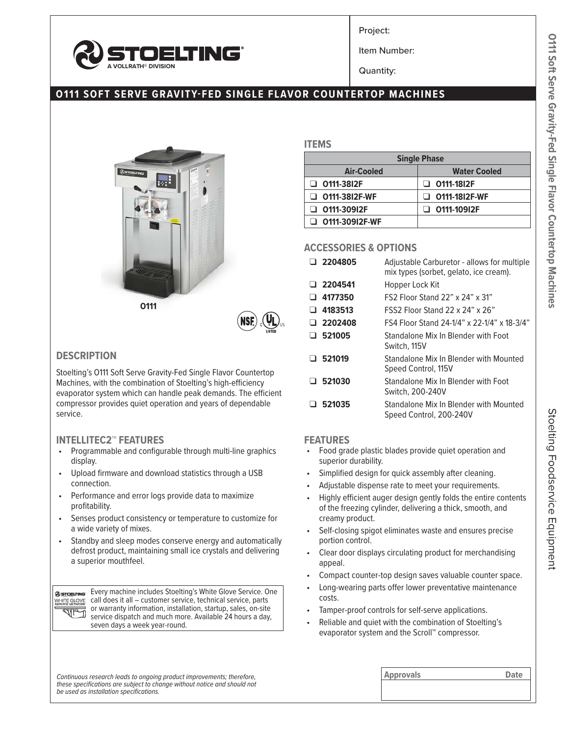Project:

Item Number:

Quantity:

# O111 SOFT SERVE GRAVITY-FED SINGLE FLAVOR COUNTERTOP MACHINES

O111

## ITEMS

| Single Phase | |
|---|---|
| **Air-Cooled** | **Water Cooled** |
| ❑ O111-38I2F | ❑ O111-18I2F |
| ❑ O111-38I2F-WF | ❑ O111-18I2F-WF |
| ❑ O111-309I2F | ❑ O111-109I2F |
| ❑ O111-309I2F-WF | |

## ACCESSORIES & OPTIONS

- ❑ **2204805** Adjustable Carburetor - allows for multiple mix types (sorbet, gelato, ice cream).
- ❑ **2204541** Hopper Lock Kit
- ❑ **4177350** FS2 Floor Stand 22" x 24" x 31"
- ❑ **4183513** FSS2 Floor Stand 22 x 24" x 26"
- ❑ **2202408** FS4 Floor Stand 24-1/4" x 22-1/4" x 18-3/4"
- ❑ **521005** Standalone Mix In Blender with Foot Switch, 115V
- ❑ **521019** Standalone Mix In Blender with Mounted Speed Control, 115V
- ❑ **521030** Standalone Mix In Blender with Foot Switch, 200-240V
- ❑ **521035** Standalone Mix In Blender with Mounted Speed Control, 200-240V

## DESCRIPTION

Stoelting's O111 Soft Serve Gravity-Fed Single Flavor Countertop Machines, with the combination of Stoelting's high-efficiency evaporator system which can handle peak demands. The efficient compressor provides quiet operation and years of dependable service.

## INTELLITEC2™ FEATURES

- Programmable and configurable through multi-line graphics display.
- Upload firmware and download statistics through a USB connection.
- Performance and error logs provide data to maximize profitability.
- Senses product consistency or temperature to customize for a wide variety of mixes.
- Standby and sleep modes conserve energy and automatically defrost product, maintaining small ice crystals and delivering a superior mouthfeel.

Every machine includes Stoelting's White Glove Service. One call does it all – customer service, technical service, parts or warranty information, installation, startup, sales, on-site service dispatch and much more. Available 24 hours a day, seven days a week year-round.

## FEATURES

- Food grade plastic blades provide quiet operation and superior durability.
- Simplified design for quick assembly after cleaning.
- Adjustable dispense rate to meet your requirements.
- Highly efficient auger design gently folds the entire contents of the freezing cylinder, delivering a thick, smooth, and creamy product.
- Self-closing spigot eliminates waste and ensures precise portion control.
- Clear door displays circulating product for merchandising appeal.
- Compact counter-top design saves valuable counter space.
- Long-wearing parts offer lower preventative maintenance costs.
- Tamper-proof controls for self-serve applications.
- Reliable and quiet with the combination of Stoelting's evaporator system and the Scroll™ compressor.

*Continuous research leads to ongoing product improvements; therefore, these specifications are subject to change without notice and should not be used as installation specifications.*

| Approvals | Date |
|---|---|
| | |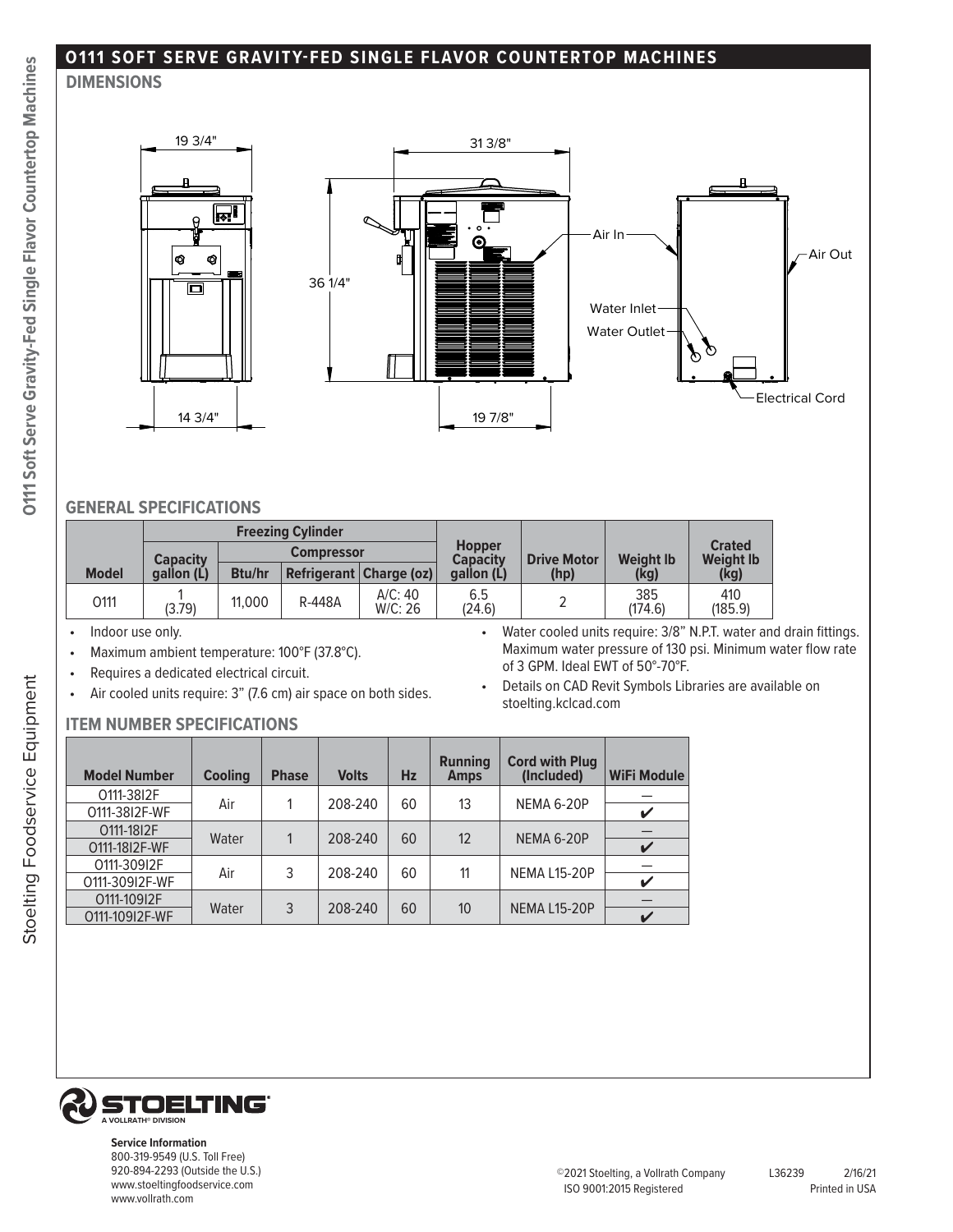# O111 SOFT SERVE GRAVITY-FED SINGLE FLAVOR COUNTERTOP MACHINES

## DIMENSIONS

19 3/4"

14 3/4"

31 3/8"

36 1/4"

19 7/8"

Air In

Air Out

Water Inlet

Water Outlet

Electrical Cord

## GENERAL SPECIFICATIONS

| Model | Freezing Cylinder | | | | Hopper Capacity gallon (L) | Drive Motor (hp) | Weight lb (kg) | Crated Weight lb (kg) |
|---|---|---|---|---|---|---|---|---|
| | Capacity gallon (L) | Compressor | | | | | | |
| | | Btu/hr | Refrigerant | Charge (oz) | | | | |
| O111 | 1 (3.79) | 11,000 | R-448A | A/C: 40 W/C: 26 | 6.5 (24.6) | 2 | 385 (174.6) | 410 (185.9) |

- Indoor use only.
- Maximum ambient temperature: 100°F (37.8°C).
- Requires a dedicated electrical circuit.
- Air cooled units require: 3" (7.6 cm) air space on both sides.
- Water cooled units require: 3/8" N.P.T. water and drain fittings. Maximum water pressure of 130 psi. Minimum water flow rate of 3 GPM. Ideal EWT of 50°-70°F.
- Details on CAD Revit Symbols Libraries are available on stoelting.kclcad.com

## ITEM NUMBER SPECIFICATIONS

| Model Number | Cooling | Phase | Volts | Hz | Running Amps | Cord with Plug (Included) | WiFi Module |
|---|---|---|---|---|---|---|---|
| O111-38I2F | Air | 1 | 208-240 | 60 | 13 | NEMA 6-20P | — |
| O111-38I2F-WF | | | | | | | ✔ |
| O111-18I2F | Water | 1 | 208-240 | 60 | 12 | NEMA 6-20P | — |
| O111-18I2F-WF | | | | | | | ✔ |
| O111-309I2F | Air | 3 | 208-240 | 60 | 11 | NEMA L15-20P | — |
| O111-309I2F-WF | | | | | | | ✔ |
| O111-109I2F | Water | 3 | 208-240 | 60 | 10 | NEMA L15-20P | — |
| O111-109I2F-WF | | | | | | | ✔ |

STOELTING
A VOLLRATH® DIVISION

**Service Information**
800-319-9549 (U.S. Toll Free)
920-894-2293 (Outside the U.S.)
www.stoeltingfoodservice.com
www.vollrath.com

©2021 Stoelting, a Vollrath Company
ISO 9001:2015 Registered

L36239 2/16/21
Printed in USA